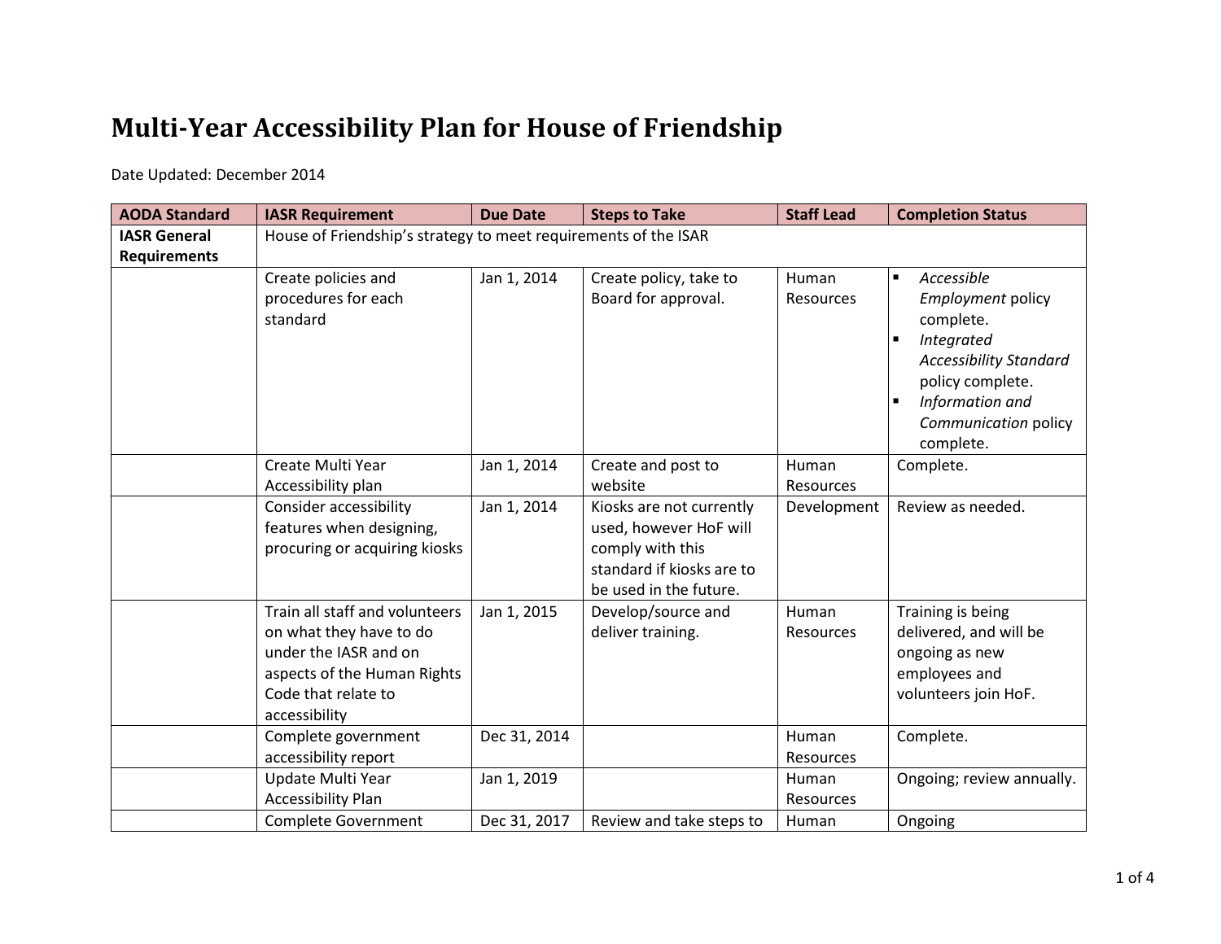# Multi-Year Accessibility Plan for House of Friendship

Date Updated: December 2014

| AODA Standard | IASR Requirement | Due Date | Steps to Take | Staff Lead | Completion Status |
|---|---|---|---|---|---|
| **IASR General Requirements** | House of Friendship's strategy to meet requirements of the ISAR | | | | |
| | Create policies and procedures for each standard | Jan 1, 2014 | Create policy, take to Board for approval. | Human Resources | ▪ *Accessible Employment* policy complete.<br>▪ *Integrated Accessibility Standard* policy complete.<br>▪ *Information and Communication* policy complete. |
| | Create Multi Year Accessibility plan | Jan 1, 2014 | Create and post to website | Human Resources | Complete. |
| | Consider accessibility features when designing, procuring or acquiring kiosks | Jan 1, 2014 | Kiosks are not currently used, however HoF will comply with this standard if kiosks are to be used in the future. | Development | Review as needed. |
| | Train all staff and volunteers on what they have to do under the IASR and on aspects of the Human Rights Code that relate to accessibility | Jan 1, 2015 | Develop/source and deliver training. | Human Resources | Training is being delivered, and will be ongoing as new employees and volunteers join HoF. |
| | Complete government accessibility report | Dec 31, 2014 | | Human Resources | Complete. |
| | Update Multi Year Accessibility Plan | Jan 1, 2019 | | Human Resources | Ongoing; review annually. |
| | Complete Government | Dec 31, 2017 | Review and take steps to | Human | Ongoing |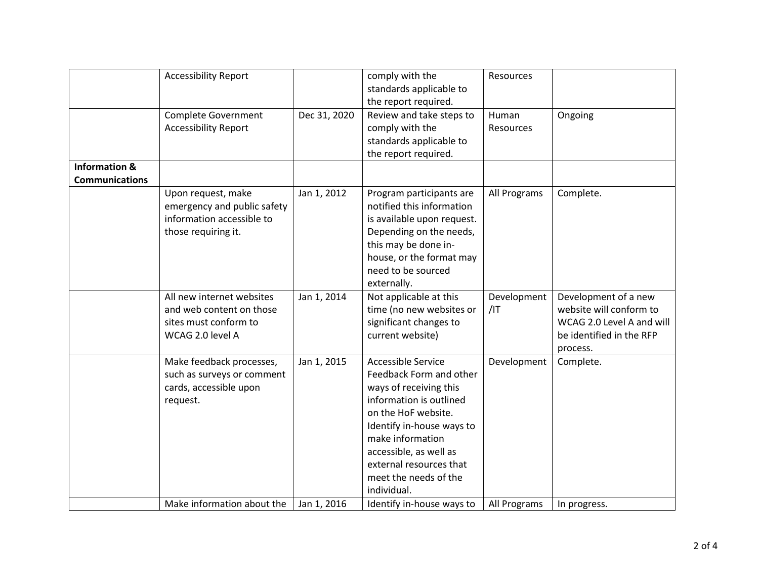| | | | | | |
|---|---|---|---|---|---|
| | Accessibility Report | | comply with the standards applicable to the report required. | Resources | |
| | Complete Government Accessibility Report | Dec 31, 2020 | Review and take steps to comply with the standards applicable to the report required. | Human Resources | Ongoing |
| **Information & Communications** | | | | | |
| | Upon request, make emergency and public safety information accessible to those requiring it. | Jan 1, 2012 | Program participants are notified this information is available upon request. Depending on the needs, this may be done in-house, or the format may need to be sourced externally. | All Programs | Complete. |
| | All new internet websites and web content on those sites must conform to WCAG 2.0 level A | Jan 1, 2014 | Not applicable at this time (no new websites or significant changes to current website) | Development /IT | Development of a new website will conform to WCAG 2.0 Level A and will be identified in the RFP process. |
| | Make feedback processes, such as surveys or comment cards, accessible upon request. | Jan 1, 2015 | Accessible Service Feedback Form and other ways of receiving this information is outlined on the HoF website. Identify in-house ways to make information accessible, as well as external resources that meet the needs of the individual. | Development | Complete. |
| | Make information about the | Jan 1, 2016 | Identify in-house ways to | All Programs | In progress. |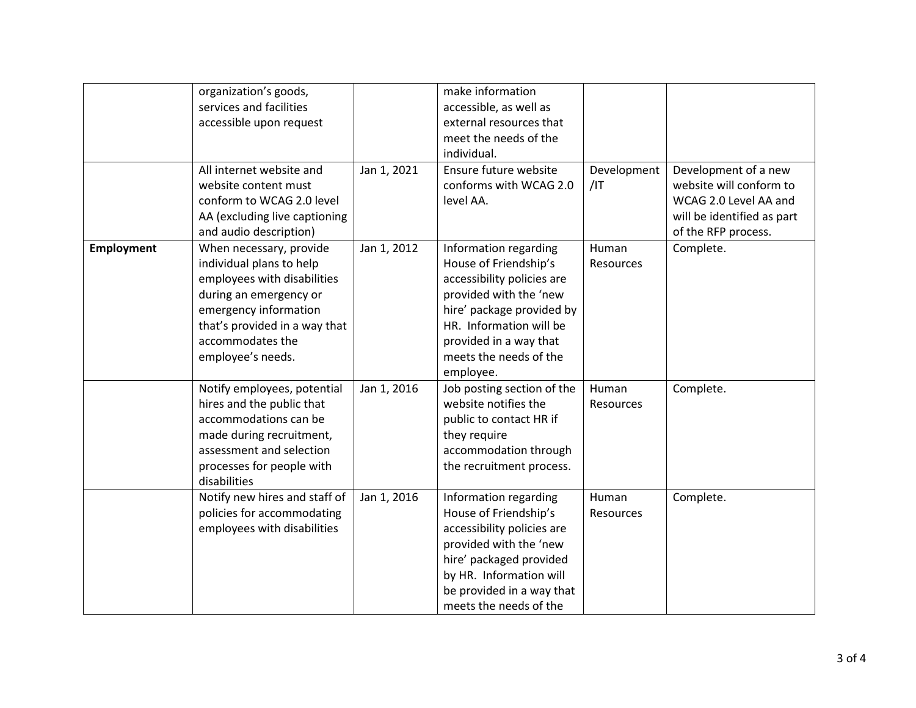| | | | | | |
|---|---|---|---|---|---|
| | organization's goods, services and facilities accessible upon request | | make information accessible, as well as external resources that meet the needs of the individual. | | |
| | All internet website and website content must conform to WCAG 2.0 level AA (excluding live captioning and audio description) | Jan 1, 2021 | Ensure future website conforms with WCAG 2.0 level AA. | Development /IT | Development of a new website will conform to WCAG 2.0 Level AA and will be identified as part of the RFP process. |
| **Employment** | When necessary, provide individual plans to help employees with disabilities during an emergency or emergency information that's provided in a way that accommodates the employee's needs. | Jan 1, 2012 | Information regarding House of Friendship's accessibility policies are provided with the 'new hire' package provided by HR. Information will be provided in a way that meets the needs of the employee. | Human Resources | Complete. |
| | Notify employees, potential hires and the public that accommodations can be made during recruitment, assessment and selection processes for people with disabilities | Jan 1, 2016 | Job posting section of the website notifies the public to contact HR if they require accommodation through the recruitment process. | Human Resources | Complete. |
| | Notify new hires and staff of policies for accommodating employees with disabilities | Jan 1, 2016 | Information regarding House of Friendship's accessibility policies are provided with the 'new hire' packaged provided by HR. Information will be provided in a way that meets the needs of the | Human Resources | Complete. |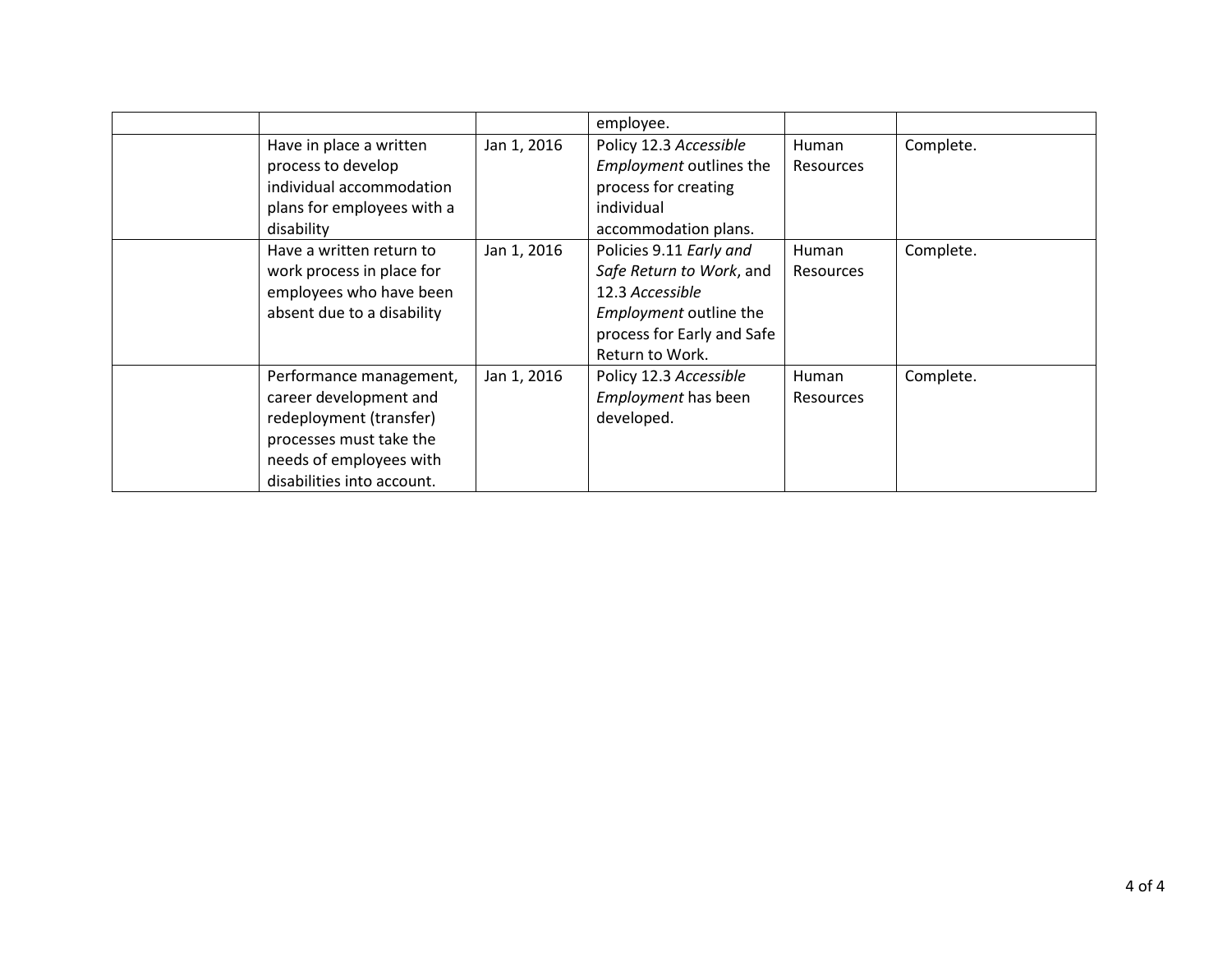| | | | | | |
|---|---|---|---|---|---|
| | | | employee. | | |
| | Have in place a written process to develop individual accommodation plans for employees with a disability | Jan 1, 2016 | Policy 12.3 *Accessible Employment* outlines the process for creating individual accommodation plans. | Human Resources | Complete. |
| | Have a written return to work process in place for employees who have been absent due to a disability | Jan 1, 2016 | Policies 9.11 *Early and Safe Return to Work*, and 12.3 *Accessible Employment* outline the process for Early and Safe Return to Work. | Human Resources | Complete. |
| | Performance management, career development and redeployment (transfer) processes must take the needs of employees with disabilities into account. | Jan 1, 2016 | Policy 12.3 *Accessible Employment* has been developed. | Human Resources | Complete. |